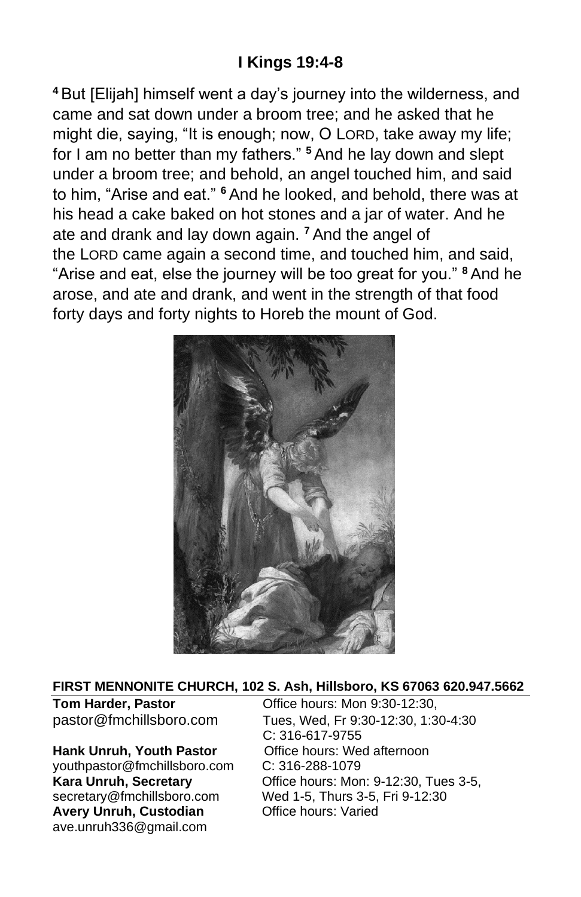## I Kings 19:4-8

[4] But [Elijah] himself went a day's journey into the wilderness, and came and sat down under a broom tree; and he asked that he might die, saying, "It is enough; now, O LORD, take away my life; for I am no better than my fathers." [5] And he lay down and slept under a broom tree; and behold, an angel touched him, and said to him, "Arise and eat." [6] And he looked, and behold, there was at his head a cake baked on hot stones and a jar of water. And he ate and drank and lay down again. [7] And the angel of the LORD came again a second time, and touched him, and said, "Arise and eat, else the journey will be too great for you." [8] And he arose, and ate and drank, and went in the strength of that food forty days and forty nights to Horeb the mount of God.

**FIRST MENNONITE CHURCH, 102 S. Ash, Hillsboro, KS 67063 620.947.5662**

**Tom Harder, Pastor**
pastor@fmchillsboro.com
Office hours: Mon 9:30-12:30, Tues, Wed, Fr 9:30-12:30, 1:30-4:30
C: 316-617-9755

**Hank Unruh, Youth Pastor**
youthpastor@fmchillsboro.com
Office hours: Wed afternoon
C: 316-288-1079

**Kara Unruh, Secretary**
secretary@fmchillsboro.com
Office hours: Mon: 9-12:30, Tues 3-5, Wed 1-5, Thurs 3-5, Fri 9-12:30

**Avery Unruh, Custodian**
ave.unruh336@gmail.com
Office hours: Varied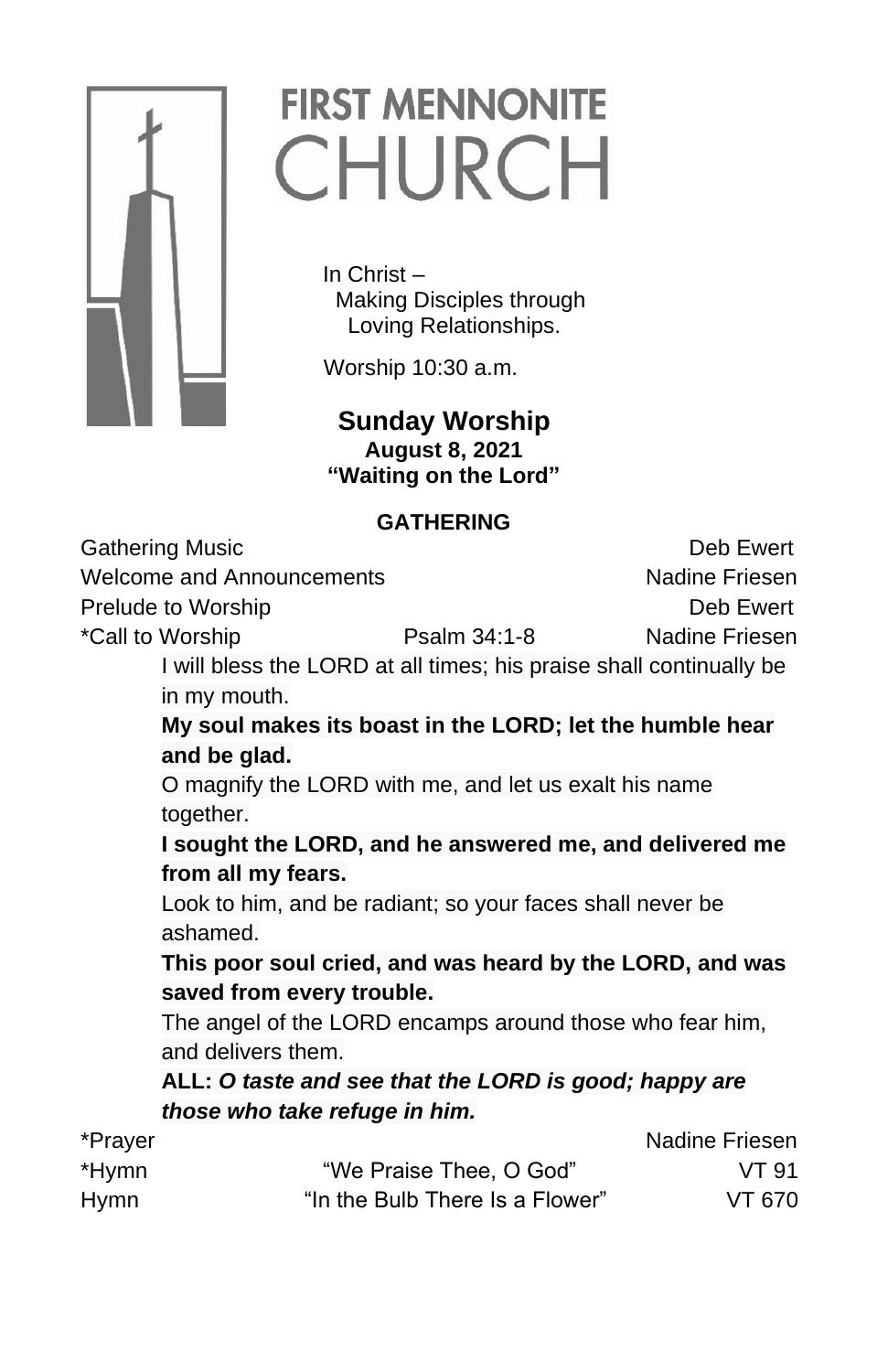# FIRST MENNONITE CHURCH

In Christ –
Making Disciples through
Loving Relationships.

Worship 10:30 a.m.

## Sunday Worship

**August 8, 2021**

**"Waiting on the Lord"**

### GATHERING

Gathering Music — Deb Ewert

Welcome and Announcements — Nadine Friesen

Prelude to Worship — Deb Ewert

*Call to Worship — Psalm 34:1-8 — Nadine Friesen

I will bless the LORD at all times; his praise shall continually be in my mouth.

**My soul makes its boast in the LORD; let the humble hear and be glad.**

O magnify the LORD with me, and let us exalt his name together.

**I sought the LORD, and he answered me, and delivered me from all my fears.**

Look to him, and be radiant; so your faces shall never be ashamed.

**This poor soul cried, and was heard by the LORD, and was saved from every trouble.**

The angel of the LORD encamps around those who fear him, and delivers them.

**ALL: *O taste and see that the LORD is good; happy are those who take refuge in him.***

*Prayer — Nadine Friesen

*Hymn — "We Praise Thee, O God" — VT 91

Hymn — "In the Bulb There Is a Flower" — VT 670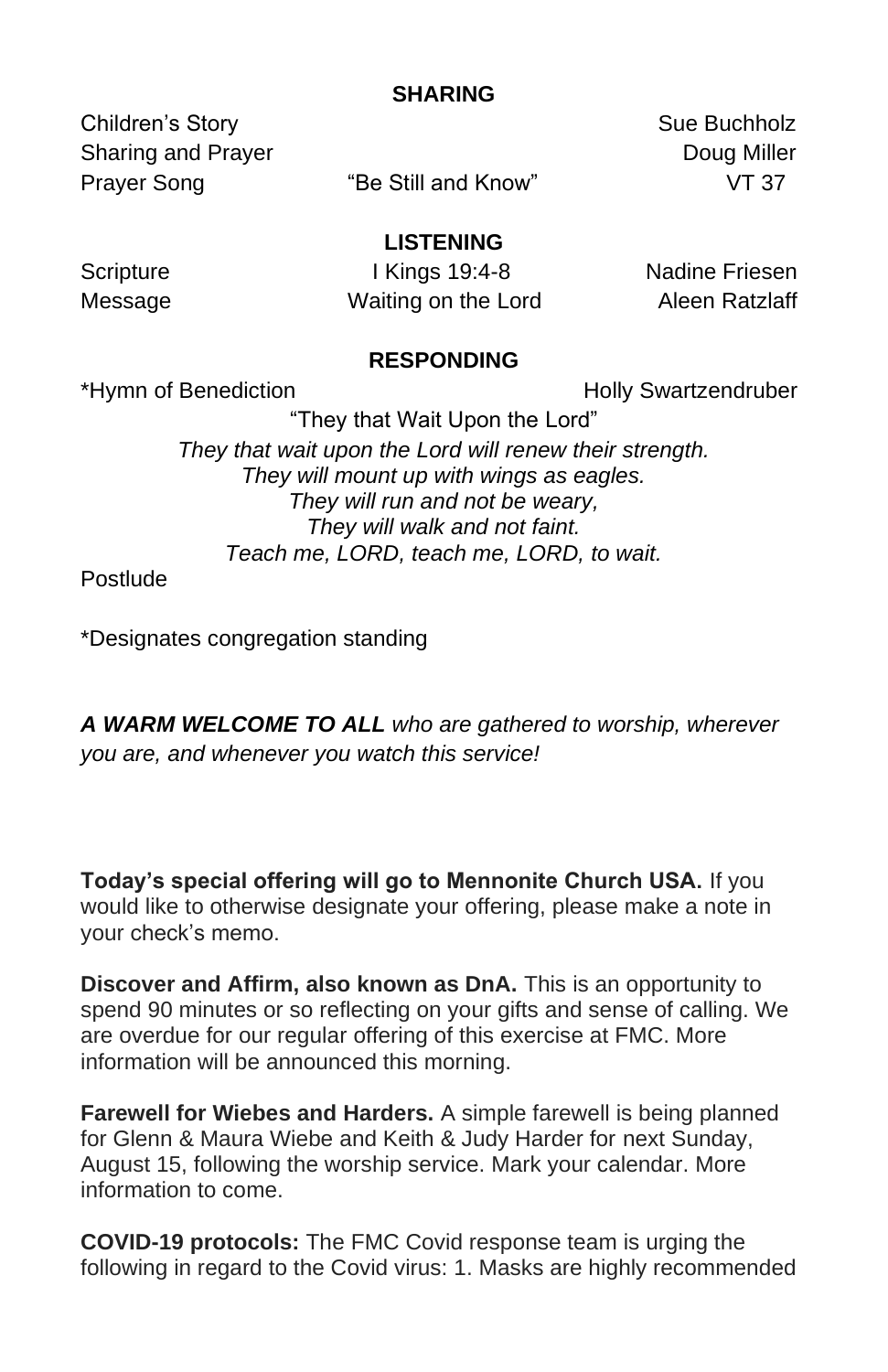## SHARING

| | | |
|---|---|---|
| Children's Story | | Sue Buchholz |
| Sharing and Prayer | | Doug Miller |
| Prayer Song | "Be Still and Know" | VT 37 |

## LISTENING

| | | |
|---|---|---|
| Scripture | I Kings 19:4-8 | Nadine Friesen |
| Message | Waiting on the Lord | Aleen Ratzlaff |

## RESPONDING

*Hymn of Benediction — Holly Swartzendruber

"They that Wait Upon the Lord"

*They that wait upon the Lord will renew their strength.*
*They will mount up with wings as eagles.*
*They will run and not be weary,*
*They will walk and not faint.*
*Teach me, LORD, teach me, LORD, to wait.*

Postlude

*Designates congregation standing

***A WARM WELCOME TO ALL*** *who are gathered to worship, wherever you are, and whenever you watch this service!*

**Today's special offering will go to Mennonite Church USA.** If you would like to otherwise designate your offering, please make a note in your check's memo.

**Discover and Affirm, also known as DnA.** This is an opportunity to spend 90 minutes or so reflecting on your gifts and sense of calling. We are overdue for our regular offering of this exercise at FMC. More information will be announced this morning.

**Farewell for Wiebes and Harders.** A simple farewell is being planned for Glenn & Maura Wiebe and Keith & Judy Harder for next Sunday, August 15, following the worship service. Mark your calendar. More information to come.

**COVID-19 protocols:** The FMC Covid response team is urging the following in regard to the Covid virus: 1. Masks are highly recommended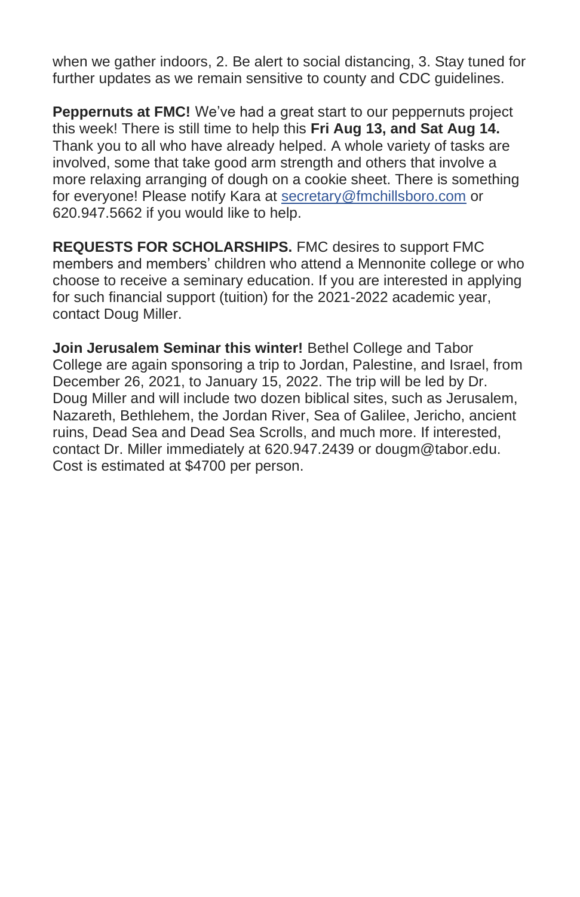when we gather indoors, 2. Be alert to social distancing, 3. Stay tuned for further updates as we remain sensitive to county and CDC guidelines.

**Peppernuts at FMC!** We've had a great start to our peppernuts project this week! There is still time to help this **Fri Aug 13, and Sat Aug 14.** Thank you to all who have already helped. A whole variety of tasks are involved, some that take good arm strength and others that involve a more relaxing arranging of dough on a cookie sheet. There is something for everyone! Please notify Kara at secretary@fmchillsboro.com or 620.947.5662 if you would like to help.

**REQUESTS FOR SCHOLARSHIPS.** FMC desires to support FMC members and members' children who attend a Mennonite college or who choose to receive a seminary education. If you are interested in applying for such financial support (tuition) for the 2021-2022 academic year, contact Doug Miller.

**Join Jerusalem Seminar this winter!** Bethel College and Tabor College are again sponsoring a trip to Jordan, Palestine, and Israel, from December 26, 2021, to January 15, 2022. The trip will be led by Dr. Doug Miller and will include two dozen biblical sites, such as Jerusalem, Nazareth, Bethlehem, the Jordan River, Sea of Galilee, Jericho, ancient ruins, Dead Sea and Dead Sea Scrolls, and much more. If interested, contact Dr. Miller immediately at 620.947.2439 or dougm@tabor.edu. Cost is estimated at $4700 per person.